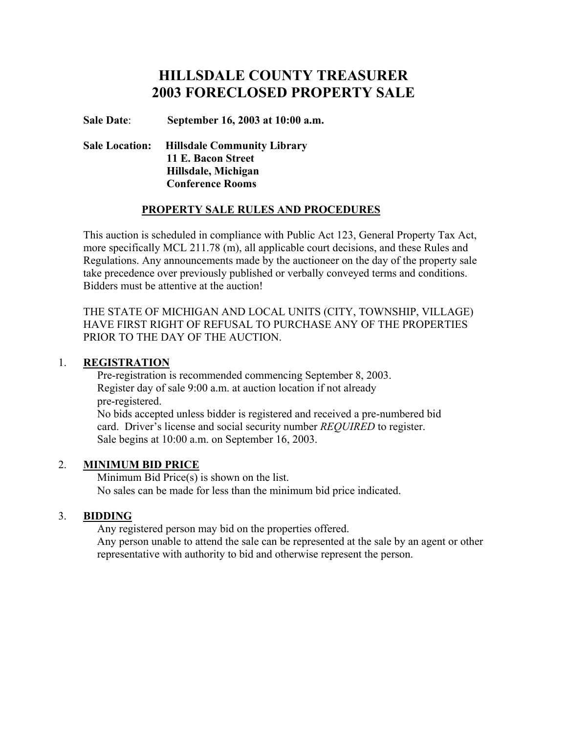# HILLSDALE COUNTY TREASURER
# 2003 FORECLOSED PROPERTY SALE

**Sale Date**: **September 16, 2003 at 10:00 a.m.**

**Sale Location:** **Hillsdale Community Library**
**11 E. Bacon Street**
**Hillsdale, Michigan**
**Conference Rooms**

## PROPERTY SALE RULES AND PROCEDURES

This auction is scheduled in compliance with Public Act 123, General Property Tax Act, more specifically MCL 211.78 (m), all applicable court decisions, and these Rules and Regulations. Any announcements made by the auctioneer on the day of the property sale take precedence over previously published or verbally conveyed terms and conditions. Bidders must be attentive at the auction!

THE STATE OF MICHIGAN AND LOCAL UNITS (CITY, TOWNSHIP, VILLAGE) HAVE FIRST RIGHT OF REFUSAL TO PURCHASE ANY OF THE PROPERTIES PRIOR TO THE DAY OF THE AUCTION.

1. **REGISTRATION**

   Pre-registration is recommended commencing September 8, 2003.
   Register day of sale 9:00 a.m. at auction location if not already pre-registered.
   No bids accepted unless bidder is registered and received a pre-numbered bid card. Driver's license and social security number *REQUIRED* to register.
   Sale begins at 10:00 a.m. on September 16, 2003.

2. **MINIMUM BID PRICE**

   Minimum Bid Price(s) is shown on the list.
   No sales can be made for less than the minimum bid price indicated.

3. **BIDDING**

   Any registered person may bid on the properties offered.
   Any person unable to attend the sale can be represented at the sale by an agent or other representative with authority to bid and otherwise represent the person.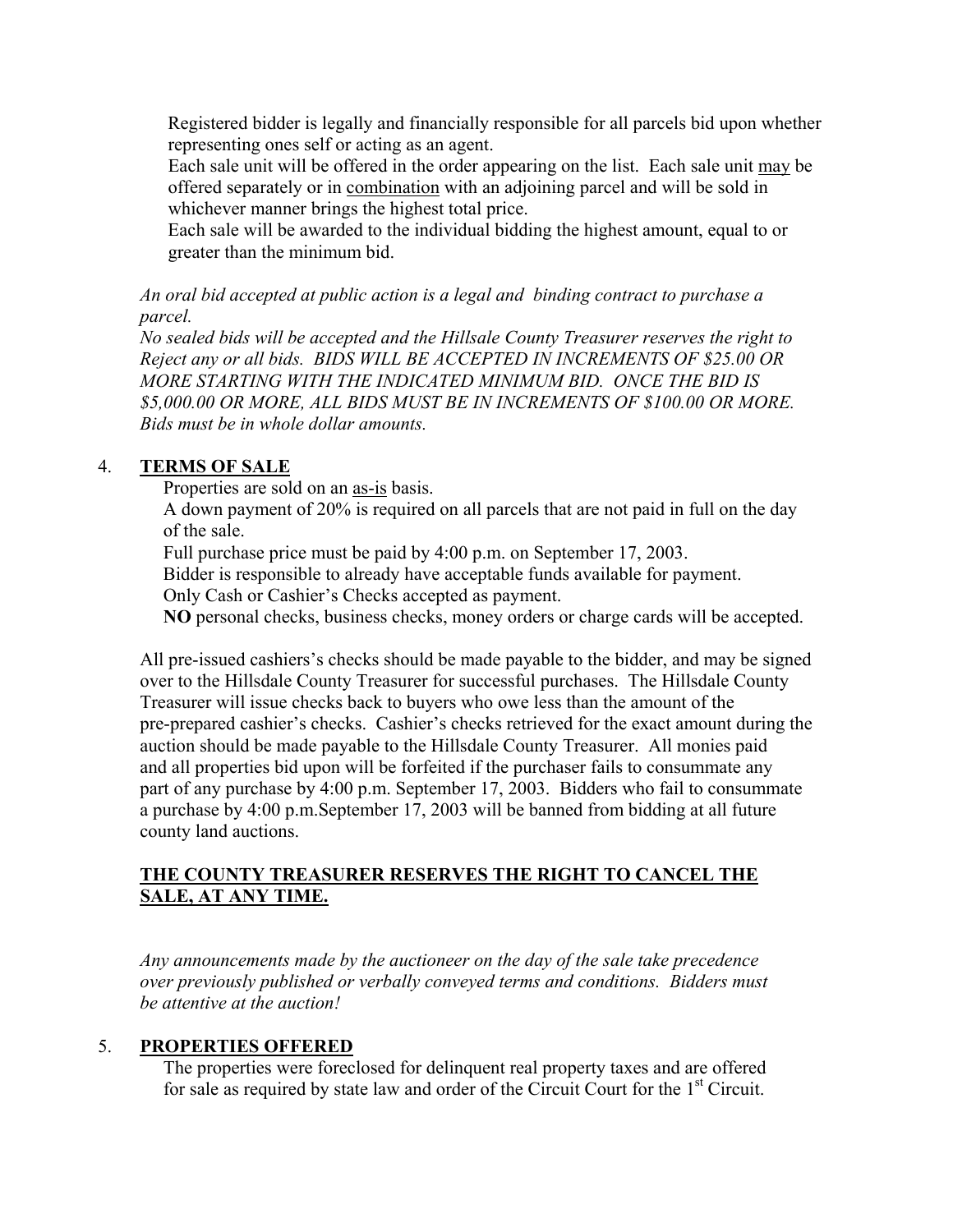Registered bidder is legally and financially responsible for all parcels bid upon whether representing ones self or acting as an agent.
Each sale unit will be offered in the order appearing on the list. Each sale unit <u>may</u> be offered separately or in <u>combination</u> with an adjoining parcel and will be sold in whichever manner brings the highest total price.
Each sale will be awarded to the individual bidding the highest amount, equal to or greater than the minimum bid.

*An oral bid accepted at public action is a legal and binding contract to purchase a parcel.*
*No sealed bids will be accepted and the Hillsale County Treasurer reserves the right to Reject any or all bids. BIDS WILL BE ACCEPTED IN INCREMENTS OF $25.00 OR MORE STARTING WITH THE INDICATED MINIMUM BID. ONCE THE BID IS $5,000.00 OR MORE, ALL BIDS MUST BE IN INCREMENTS OF $100.00 OR MORE. Bids must be in whole dollar amounts.*

4. **<u>TERMS OF SALE</u>**

Properties are sold on an <u>as-is</u> basis.
A down payment of 20% is required on all parcels that are not paid in full on the day of the sale.
Full purchase price must be paid by 4:00 p.m. on September 17, 2003.
Bidder is responsible to already have acceptable funds available for payment.
Only Cash or Cashier's Checks accepted as payment.
**NO** personal checks, business checks, money orders or charge cards will be accepted.

All pre-issued cashiers's checks should be made payable to the bidder, and may be signed over to the Hillsdale County Treasurer for successful purchases. The Hillsdale County Treasurer will issue checks back to buyers who owe less than the amount of the pre-prepared cashier's checks. Cashier's checks retrieved for the exact amount during the auction should be made payable to the Hillsdale County Treasurer. All monies paid and all properties bid upon will be forfeited if the purchaser fails to consummate any part of any purchase by 4:00 p.m. September 17, 2003. Bidders who fail to consummate a purchase by 4:00 p.m.September 17, 2003 will be banned from bidding at all future county land auctions.

**<u>THE COUNTY TREASURER RESERVES THE RIGHT TO CANCEL THE SALE, AT ANY TIME.</u>**

*Any announcements made by the auctioneer on the day of the sale take precedence over previously published or verbally conveyed terms and conditions. Bidders must be attentive at the auction!*

5. **<u>PROPERTIES OFFERED</u>**

The properties were foreclosed for delinquent real property taxes and are offered for sale as required by state law and order of the Circuit Court for the 1st Circuit.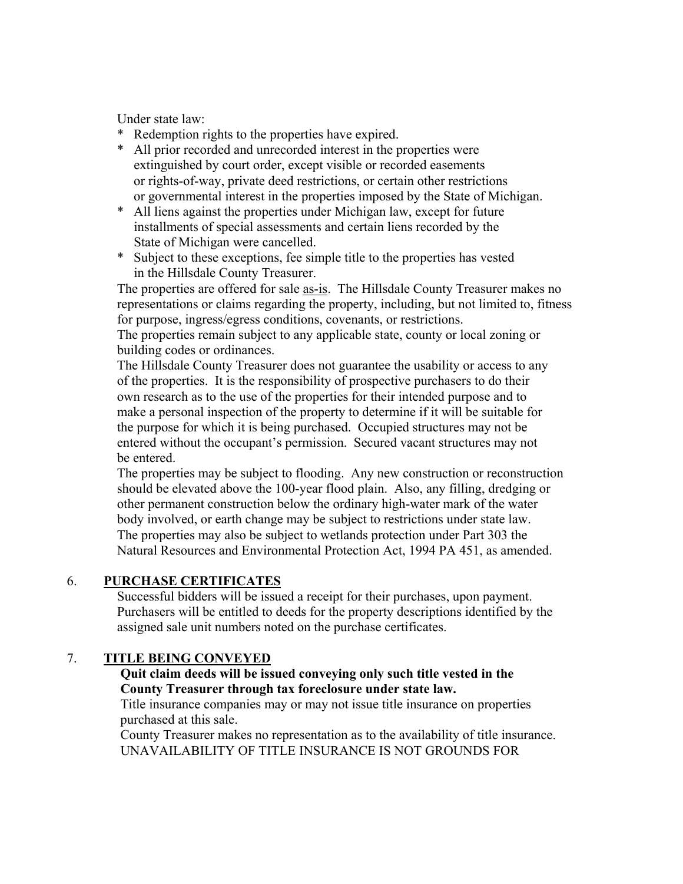Under state law:

* Redemption rights to the properties have expired.
* All prior recorded and unrecorded interest in the properties were extinguished by court order, except visible or recorded easements or rights-of-way, private deed restrictions, or certain other restrictions or governmental interest in the properties imposed by the State of Michigan.
* All liens against the properties under Michigan law, except for future installments of special assessments and certain liens recorded by the State of Michigan were cancelled.
* Subject to these exceptions, fee simple title to the properties has vested in the Hillsdale County Treasurer.

The properties are offered for sale <u>as-is</u>. The Hillsdale County Treasurer makes no representations or claims regarding the property, including, but not limited to, fitness for purpose, ingress/egress conditions, covenants, or restrictions.

The properties remain subject to any applicable state, county or local zoning or building codes or ordinances.

The Hillsdale County Treasurer does not guarantee the usability or access to any of the properties. It is the responsibility of prospective purchasers to do their own research as to the use of the properties for their intended purpose and to make a personal inspection of the property to determine if it will be suitable for the purpose for which it is being purchased. Occupied structures may not be entered without the occupant's permission. Secured vacant structures may not be entered.

The properties may be subject to flooding. Any new construction or reconstruction should be elevated above the 100-year flood plain. Also, any filling, dredging or other permanent construction below the ordinary high-water mark of the water body involved, or earth change may be subject to restrictions under state law. The properties may also be subject to wetlands protection under Part 303 the Natural Resources and Environmental Protection Act, 1994 PA 451, as amended.

## 6. PURCHASE CERTIFICATES

Successful bidders will be issued a receipt for their purchases, upon payment. Purchasers will be entitled to deeds for the property descriptions identified by the assigned sale unit numbers noted on the purchase certificates.

## 7. TITLE BEING CONVEYED

**Quit claim deeds will be issued conveying only such title vested in the County Treasurer through tax foreclosure under state law.**

Title insurance companies may or may not issue title insurance on properties purchased at this sale.

County Treasurer makes no representation as to the availability of title insurance.

UNAVAILABILITY OF TITLE INSURANCE IS NOT GROUNDS FOR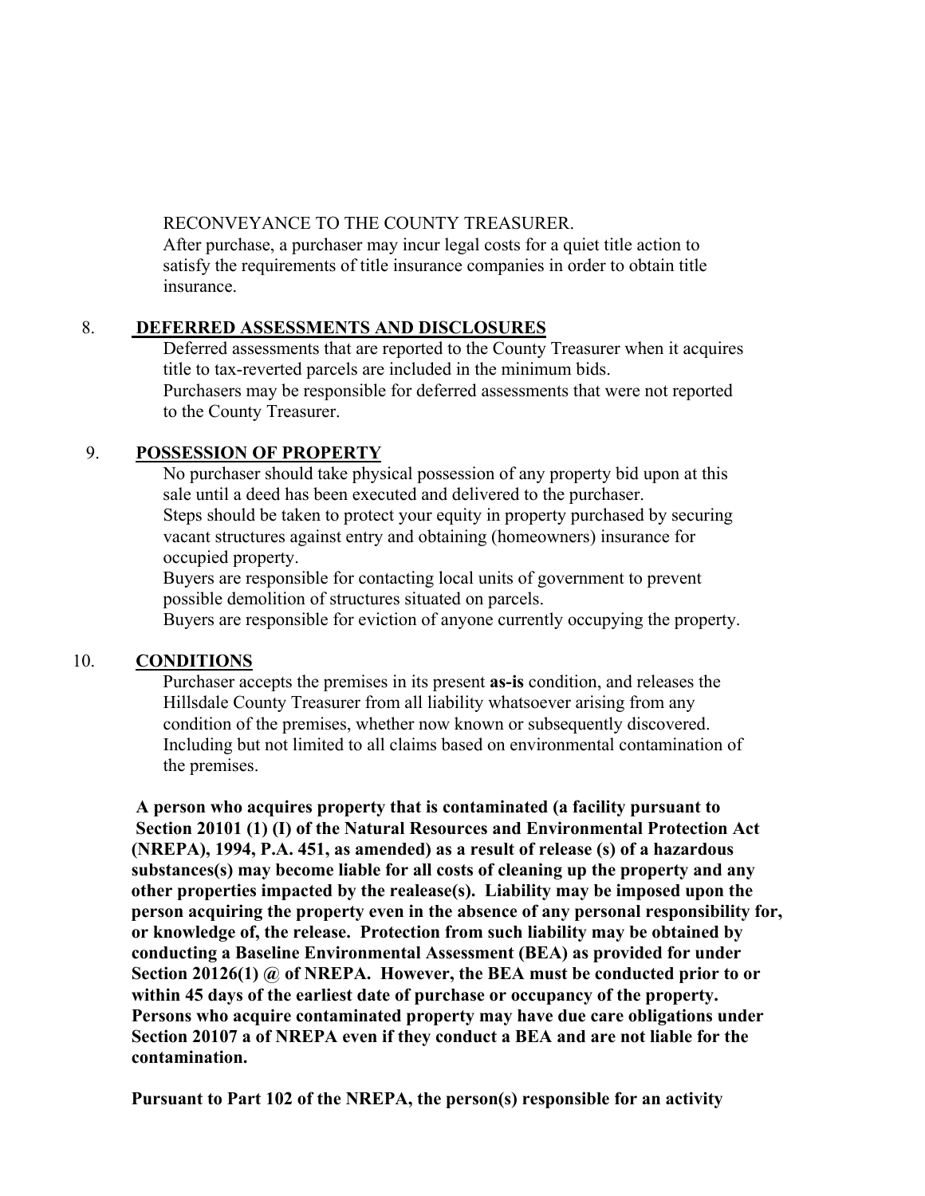RECONVEYANCE TO THE COUNTY TREASURER.
After purchase, a purchaser may incur legal costs for a quiet title action to satisfy the requirements of title insurance companies in order to obtain title insurance.

8. **DEFERRED ASSESSMENTS AND DISCLOSURES**

Deferred assessments that are reported to the County Treasurer when it acquires title to tax-reverted parcels are included in the minimum bids.
Purchasers may be responsible for deferred assessments that were not reported to the County Treasurer.

9. **POSSESSION OF PROPERTY**

No purchaser should take physical possession of any property bid upon at this sale until a deed has been executed and delivered to the purchaser.
Steps should be taken to protect your equity in property purchased by securing vacant structures against entry and obtaining (homeowners) insurance for occupied property.
Buyers are responsible for contacting local units of government to prevent possible demolition of structures situated on parcels.
Buyers are responsible for eviction of anyone currently occupying the property.

10. **CONDITIONS**

Purchaser accepts the premises in its present **as-is** condition, and releases the Hillsdale County Treasurer from all liability whatsoever arising from any condition of the premises, whether now known or subsequently discovered. Including but not limited to all claims based on environmental contamination of the premises.

**A person who acquires property that is contaminated (a facility pursuant to Section 20101 (1) (I) of the Natural Resources and Environmental Protection Act (NREPA), 1994, P.A. 451, as amended) as a result of release (s) of a hazardous substances(s) may become liable for all costs of cleaning up the property and any other properties impacted by the realease(s). Liability may be imposed upon the person acquiring the property even in the absence of any personal responsibility for, or knowledge of, the release. Protection from such liability may be obtained by conducting a Baseline Environmental Assessment (BEA) as provided for under Section 20126(1) @ of NREPA. However, the BEA must be conducted prior to or within 45 days of the earliest date of purchase or occupancy of the property. Persons who acquire contaminated property may have due care obligations under Section 20107 a of NREPA even if they conduct a BEA and are not liable for the contamination.**

**Pursuant to Part 102 of the NREPA, the person(s) responsible for an activity**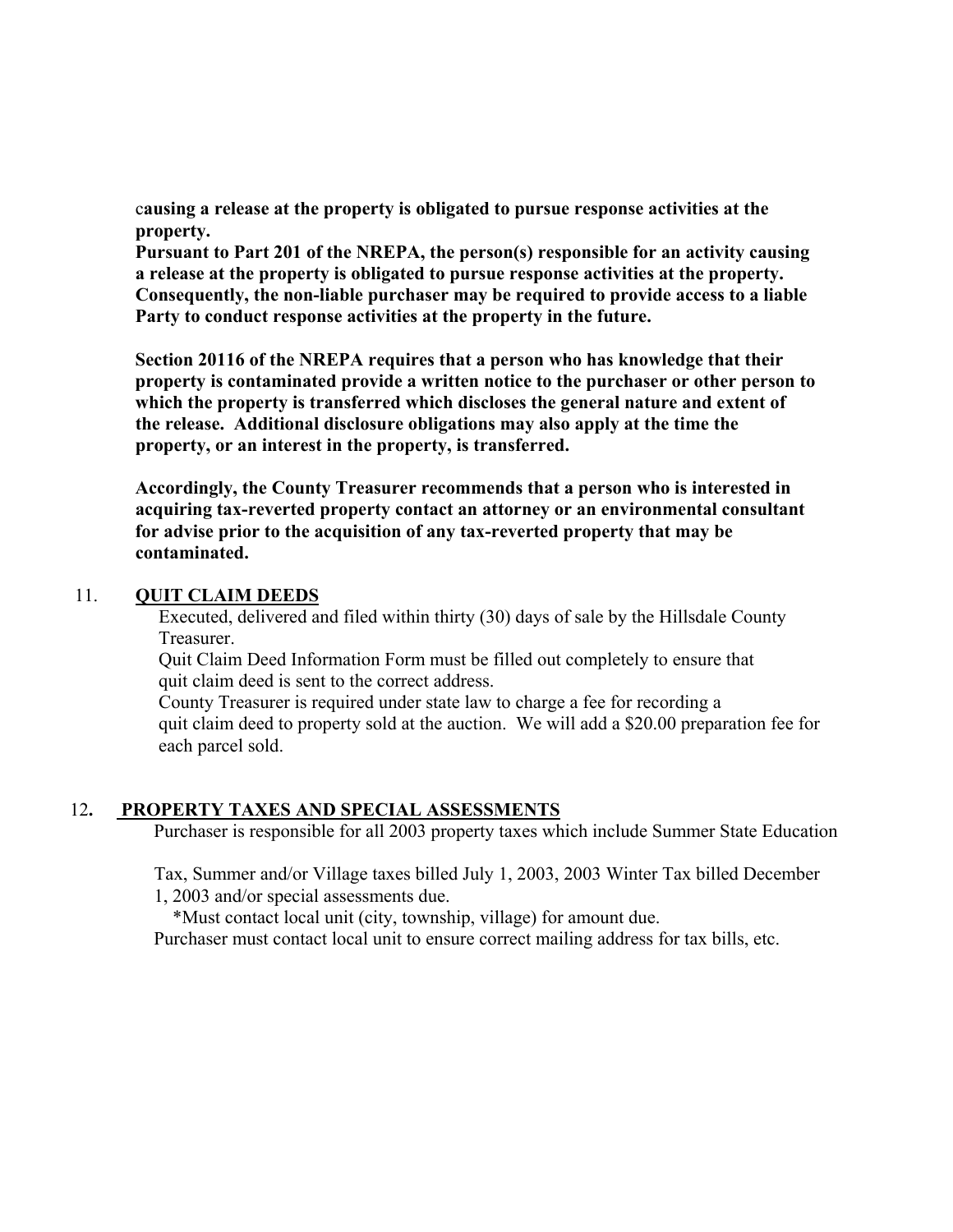c**ausing a release at the property is obligated to pursue response activities at the property.**
**Pursuant to Part 201 of the NREPA, the person(s) responsible for an activity causing a release at the property is obligated to pursue response activities at the property. Consequently, the non-liable purchaser may be required to provide access to a liable Party to conduct response activities at the property in the future.**

**Section 20116 of the NREPA requires that a person who has knowledge that their property is contaminated provide a written notice to the purchaser or other person to which the property is transferred which discloses the general nature and extent of the release. Additional disclosure obligations may also apply at the time the property, or an interest in the property, is transferred.**

**Accordingly, the County Treasurer recommends that a person who is interested in acquiring tax-reverted property contact an attorney or an environmental consultant for advise prior to the acquisition of any tax-reverted property that may be contaminated.**

11. **QUIT CLAIM DEEDS**

Executed, delivered and filed within thirty (30) days of sale by the Hillsdale County Treasurer.
Quit Claim Deed Information Form must be filled out completely to ensure that quit claim deed is sent to the correct address.
County Treasurer is required under state law to charge a fee for recording a quit claim deed to property sold at the auction. We will add a $20.00 preparation fee for each parcel sold.

12**. PROPERTY TAXES AND SPECIAL ASSESSMENTS**

Purchaser is responsible for all 2003 property taxes which include Summer State Education

Tax, Summer and/or Village taxes billed July 1, 2003, 2003 Winter Tax billed December 1, 2003 and/or special assessments due.
*Must contact local unit (city, township, village) for amount due.
Purchaser must contact local unit to ensure correct mailing address for tax bills, etc.